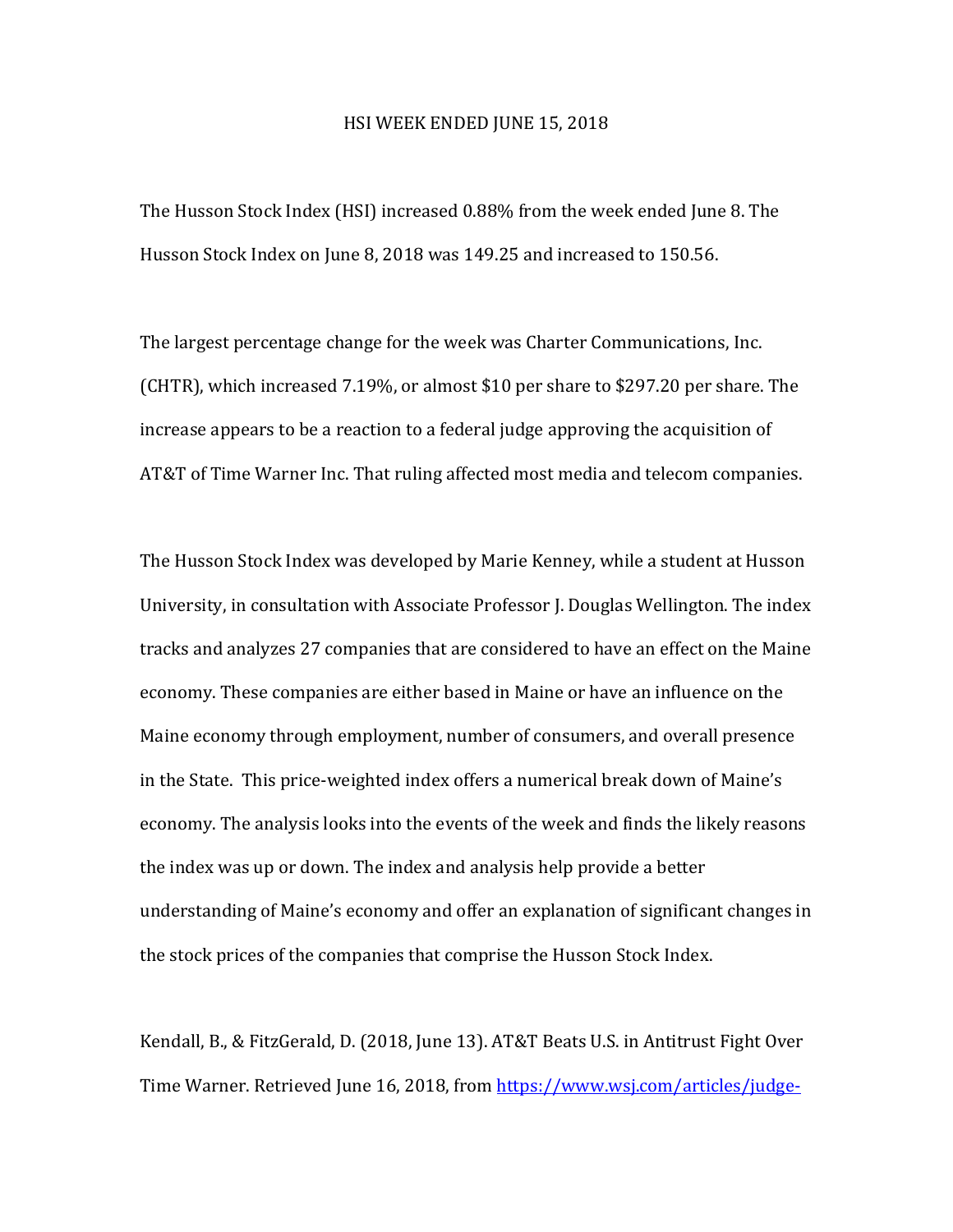# HSI WEEK ENDED JUNE 15, 2018

The Husson Stock Index (HSI) increased 0.88% from the week ended June 8. The Husson Stock Index on June 8, 2018 was 149.25 and increased to 150.56.

The largest percentage change for the week was Charter Communications, Inc. (CHTR), which increased 7.19%, or almost $10 per share to $297.20 per share. The increase appears to be a reaction to a federal judge approving the acquisition of AT&T of Time Warner Inc. That ruling affected most media and telecom companies.

The Husson Stock Index was developed by Marie Kenney, while a student at Husson University, in consultation with Associate Professor J. Douglas Wellington. The index tracks and analyzes 27 companies that are considered to have an effect on the Maine economy. These companies are either based in Maine or have an influence on the Maine economy through employment, number of consumers, and overall presence in the State. This price-weighted index offers a numerical break down of Maine's economy. The analysis looks into the events of the week and finds the likely reasons the index was up or down. The index and analysis help provide a better understanding of Maine's economy and offer an explanation of significant changes in the stock prices of the companies that comprise the Husson Stock Index.

Kendall, B., & FitzGerald, D. (2018, June 13). AT&T Beats U.S. in Antitrust Fight Over Time Warner. Retrieved June 16, 2018, from https://www.wsj.com/articles/judge-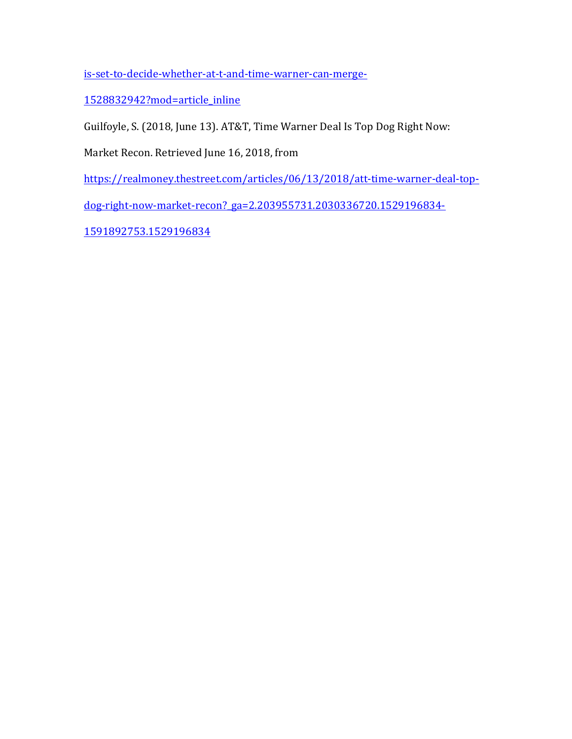is-set-to-decide-whether-at-t-and-time-warner-can-merge-1528832942?mod=article_inline

Guilfoyle, S. (2018, June 13). AT&T, Time Warner Deal Is Top Dog Right Now: Market Recon. Retrieved June 16, 2018, from https://realmoney.thestreet.com/articles/06/13/2018/att-time-warner-deal-top-dog-right-now-market-recon?_ga=2.203955731.2030336720.1529196834-1591892753.1529196834